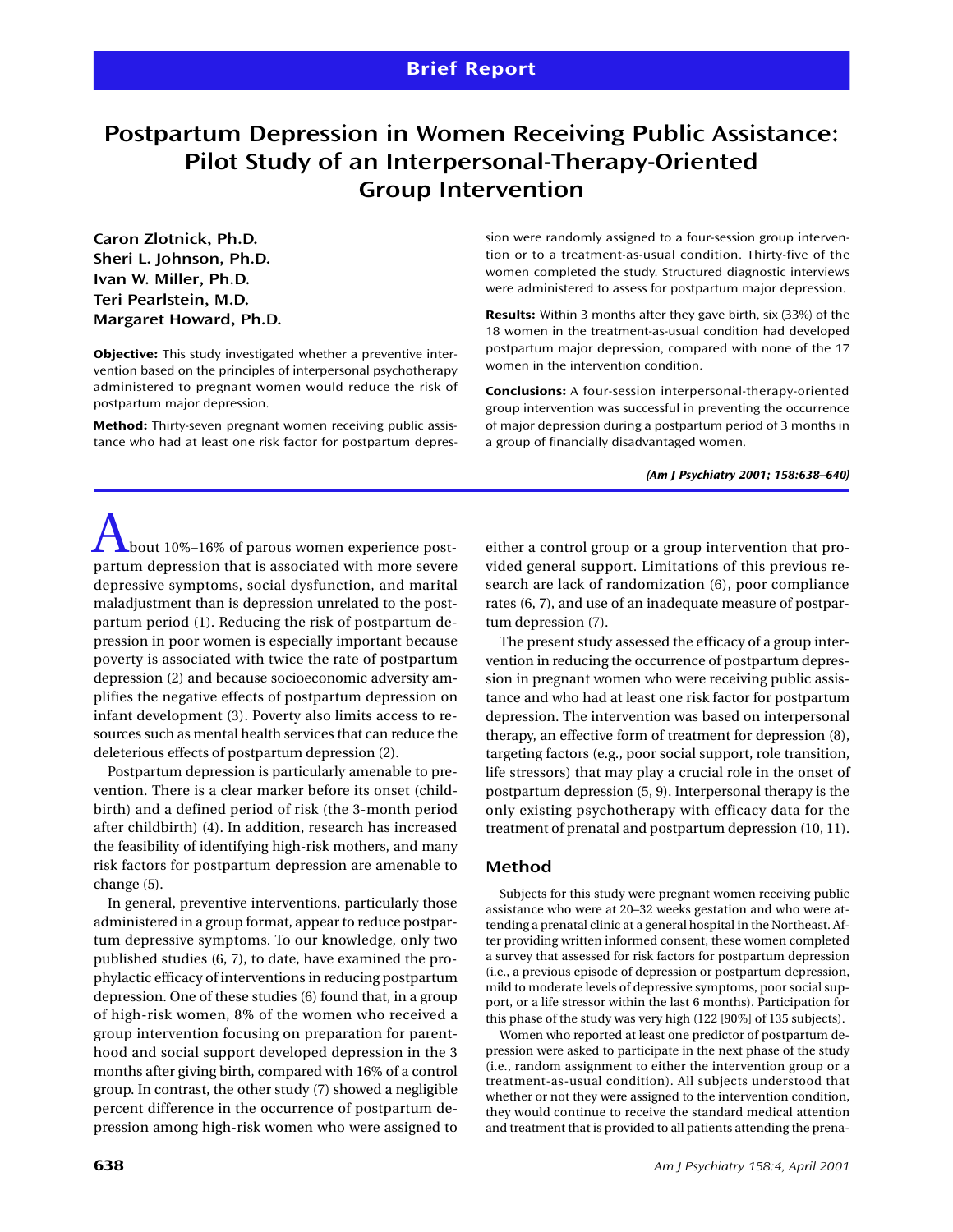Brief Report

# Postpartum Depression in Women Receiving Public Assistance: Pilot Study of an Interpersonal-Therapy-Oriented Group Intervention

**Caron Zlotnick, Ph.D.**
**Sheri L. Johnson, Ph.D.**
**Ivan W. Miller, Ph.D.**
**Teri Pearlstein, M.D.**
**Margaret Howard, Ph.D.**

**Objective:** This study investigated whether a preventive intervention based on the principles of interpersonal psychotherapy administered to pregnant women would reduce the risk of postpartum major depression.

**Method:** Thirty-seven pregnant women receiving public assistance who had at least one risk factor for postpartum depression were randomly assigned to a four-session group intervention or to a treatment-as-usual condition. Thirty-five of the women completed the study. Structured diagnostic interviews were administered to assess for postpartum major depression.

**Results:** Within 3 months after they gave birth, six (33%) of the 18 women in the treatment-as-usual condition had developed postpartum major depression, compared with none of the 17 women in the intervention condition.

**Conclusions:** A four-session interpersonal-therapy-oriented group intervention was successful in preventing the occurrence of major depression during a postpartum period of 3 months in a group of financially disadvantaged women.

*(Am J Psychiatry 2001; 158:638–640)*

About 10%–16% of parous women experience postpartum depression that is associated with more severe depressive symptoms, social dysfunction, and marital maladjustment than is depression unrelated to the postpartum period (1). Reducing the risk of postpartum depression in poor women is especially important because poverty is associated with twice the rate of postpartum depression (2) and because socioeconomic adversity amplifies the negative effects of postpartum depression on infant development (3). Poverty also limits access to resources such as mental health services that can reduce the deleterious effects of postpartum depression (2).

Postpartum depression is particularly amenable to prevention. There is a clear marker before its onset (childbirth) and a defined period of risk (the 3-month period after childbirth) (4). In addition, research has increased the feasibility of identifying high-risk mothers, and many risk factors for postpartum depression are amenable to change (5).

In general, preventive interventions, particularly those administered in a group format, appear to reduce postpartum depressive symptoms. To our knowledge, only two published studies (6, 7), to date, have examined the prophylactic efficacy of interventions in reducing postpartum depression. One of these studies (6) found that, in a group of high-risk women, 8% of the women who received a group intervention focusing on preparation for parenthood and social support developed depression in the 3 months after giving birth, compared with 16% of a control group. In contrast, the other study (7) showed a negligible percent difference in the occurrence of postpartum depression among high-risk women who were assigned to either a control group or a group intervention that provided general support. Limitations of this previous research are lack of randomization (6), poor compliance rates (6, 7), and use of an inadequate measure of postpartum depression (7).

The present study assessed the efficacy of a group intervention in reducing the occurrence of postpartum depression in pregnant women who were receiving public assistance and who had at least one risk factor for postpartum depression. The intervention was based on interpersonal therapy, an effective form of treatment for depression (8), targeting factors (e.g., poor social support, role transition, life stressors) that may play a crucial role in the onset of postpartum depression (5, 9). Interpersonal therapy is the only existing psychotherapy with efficacy data for the treatment of prenatal and postpartum depression (10, 11).

## Method

Subjects for this study were pregnant women receiving public assistance who were at 20–32 weeks gestation and who were attending a prenatal clinic at a general hospital in the Northeast. After providing written informed consent, these women completed a survey that assessed for risk factors for postpartum depression (i.e., a previous episode of depression or postpartum depression, mild to moderate levels of depressive symptoms, poor social support, or a life stressor within the last 6 months). Participation for this phase of the study was very high (122 [90%] of 135 subjects).

Women who reported at least one predictor of postpartum depression were asked to participate in the next phase of the study (i.e., random assignment to either the intervention group or a treatment-as-usual condition). All subjects understood that whether or not they were assigned to the intervention condition, they would continue to receive the standard medical attention and treatment that is provided to all patients attending the prena-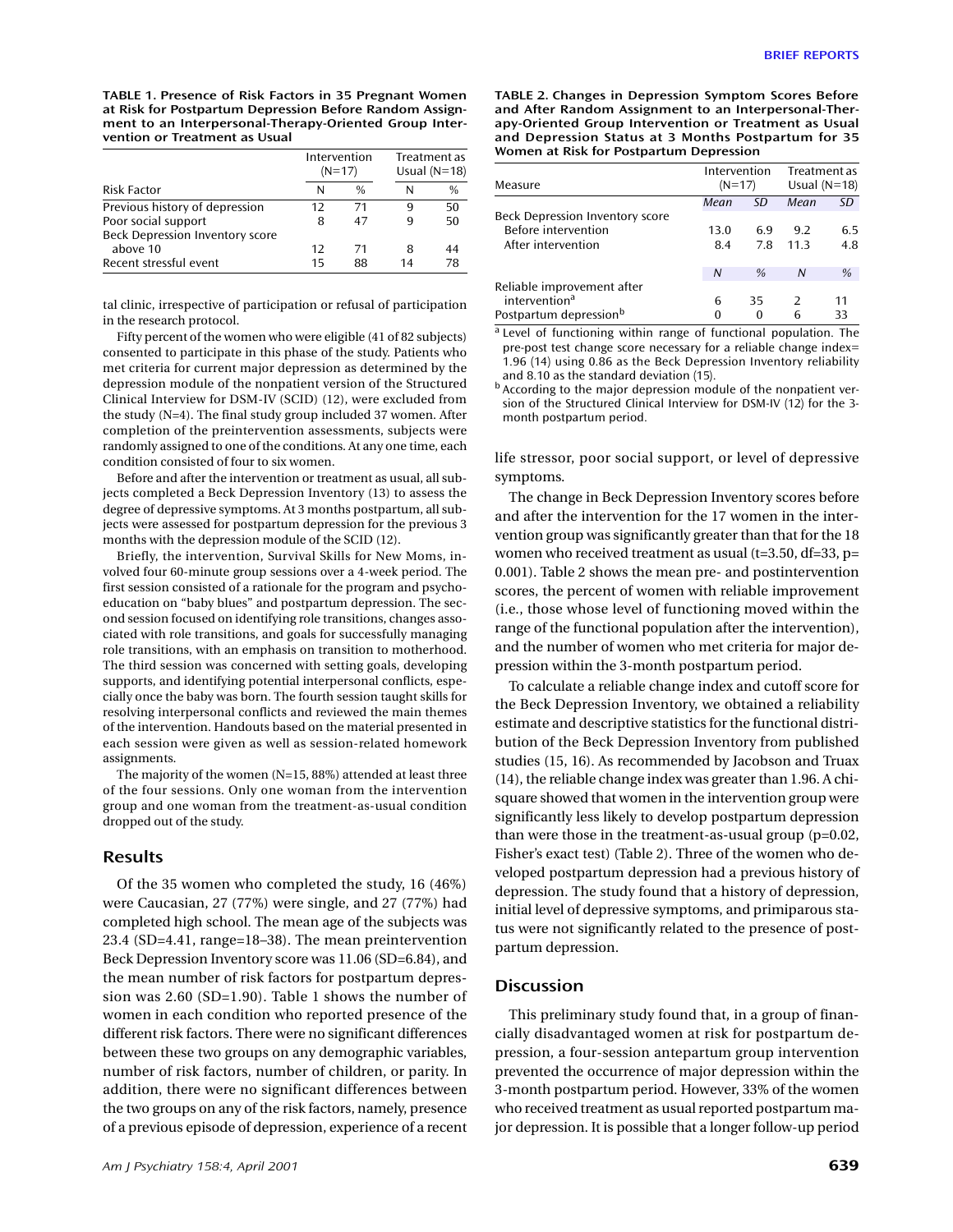TABLE 1. Presence of Risk Factors in 35 Pregnant Women at Risk for Postpartum Depression Before Random Assignment to an Interpersonal-Therapy-Oriented Group Intervention or Treatment as Usual

| Risk Factor | Intervention (N=17) | | Treatment as Usual (N=18) | |
|---|---|---|---|---|
| | N | % | N | % |
| Previous history of depression | 12 | 71 | 9 | 50 |
| Poor social support | 8 | 47 | 9 | 50 |
| Beck Depression Inventory score above 10 | 12 | 71 | 8 | 44 |
| Recent stressful event | 15 | 88 | 14 | 78 |

tal clinic, irrespective of participation or refusal of participation in the research protocol.

Fifty percent of the women who were eligible (41 of 82 subjects) consented to participate in this phase of the study. Patients who met criteria for current major depression as determined by the depression module of the nonpatient version of the Structured Clinical Interview for DSM-IV (SCID) (12), were excluded from the study (N=4). The final study group included 37 women. After completion of the preintervention assessments, subjects were randomly assigned to one of the conditions. At any one time, each condition consisted of four to six women.

Before and after the intervention or treatment as usual, all subjects completed a Beck Depression Inventory (13) to assess the degree of depressive symptoms. At 3 months postpartum, all subjects were assessed for postpartum depression for the previous 3 months with the depression module of the SCID (12).

Briefly, the intervention, Survival Skills for New Moms, involved four 60-minute group sessions over a 4-week period. The first session consisted of a rationale for the program and psychoeducation on "baby blues" and postpartum depression. The second session focused on identifying role transitions, changes associated with role transitions, and goals for successfully managing role transitions, with an emphasis on transition to motherhood. The third session was concerned with setting goals, developing supports, and identifying potential interpersonal conflicts, especially once the baby was born. The fourth session taught skills for resolving interpersonal conflicts and reviewed the main themes of the intervention. Handouts based on the material presented in each session were given as well as session-related homework assignments.

The majority of the women (N=15, 88%) attended at least three of the four sessions. Only one woman from the intervention group and one woman from the treatment-as-usual condition dropped out of the study.

## Results

Of the 35 women who completed the study, 16 (46%) were Caucasian, 27 (77%) were single, and 27 (77%) had completed high school. The mean age of the subjects was 23.4 (SD=4.41, range=18–38). The mean preintervention Beck Depression Inventory score was 11.06 (SD=6.84), and the mean number of risk factors for postpartum depression was 2.60 (SD=1.90). Table 1 shows the number of women in each condition who reported presence of the different risk factors. There were no significant differences between these two groups on any demographic variables, number of risk factors, number of children, or parity. In addition, there were no significant differences between the two groups on any of the risk factors, namely, presence of a previous episode of depression, experience of a recent life stressor, poor social support, or level of depressive symptoms.

TABLE 2. Changes in Depression Symptom Scores Before and After Random Assignment to an Interpersonal-Therapy-Oriented Group Intervention or Treatment as Usual and Depression Status at 3 Months Postpartum for 35 Women at Risk for Postpartum Depression

| Measure | Intervention (N=17) | | Treatment as Usual (N=18) | |
|---|---|---|---|---|
| | *Mean* | *SD* | *Mean* | *SD* |
| Beck Depression Inventory score | | | | |
| Before intervention | 13.0 | 6.9 | 9.2 | 6.5 |
| After intervention | 8.4 | 7.8 | 11.3 | 4.8 |
| | *N* | *%* | *N* | *%* |
| Reliable improvement after intervention[a] | 6 | 35 | 2 | 11 |
| Postpartum depression[b] | 0 | 0 | 6 | 33 |

[a] Level of functioning within range of functional population. The pre-post test change score necessary for a reliable change index=1.96 (14) using 0.86 as the Beck Depression Inventory reliability and 8.10 as the standard deviation (15).

[b] According to the major depression module of the nonpatient version of the Structured Clinical Interview for DSM-IV (12) for the 3-month postpartum period.

The change in Beck Depression Inventory scores before and after the intervention for the 17 women in the intervention group was significantly greater than that for the 18 women who received treatment as usual ($t=3.50$, $df=33$, $p=0.001$). Table 2 shows the mean pre- and postintervention scores, the percent of women with reliable improvement (i.e., those whose level of functioning moved within the range of the functional population after the intervention), and the number of women who met criteria for major depression within the 3-month postpartum period.

To calculate a reliable change index and cutoff score for the Beck Depression Inventory, we obtained a reliability estimate and descriptive statistics for the functional distribution of the Beck Depression Inventory from published studies (15, 16). As recommended by Jacobson and Truax (14), the reliable change index was greater than 1.96. A chi-square showed that women in the intervention group were significantly less likely to develop postpartum depression than were those in the treatment-as-usual group ($p=0.02$, Fisher's exact test) (Table 2). Three of the women who developed postpartum depression had a previous history of depression. The study found that a history of depression, initial level of depressive symptoms, and primiparous status were not significantly related to the presence of postpartum depression.

## Discussion

This preliminary study found that, in a group of financially disadvantaged women at risk for postpartum depression, a four-session antepartum group intervention prevented the occurrence of major depression within the 3-month postpartum period. However, 33% of the women who received treatment as usual reported postpartum major depression. It is possible that a longer follow-up period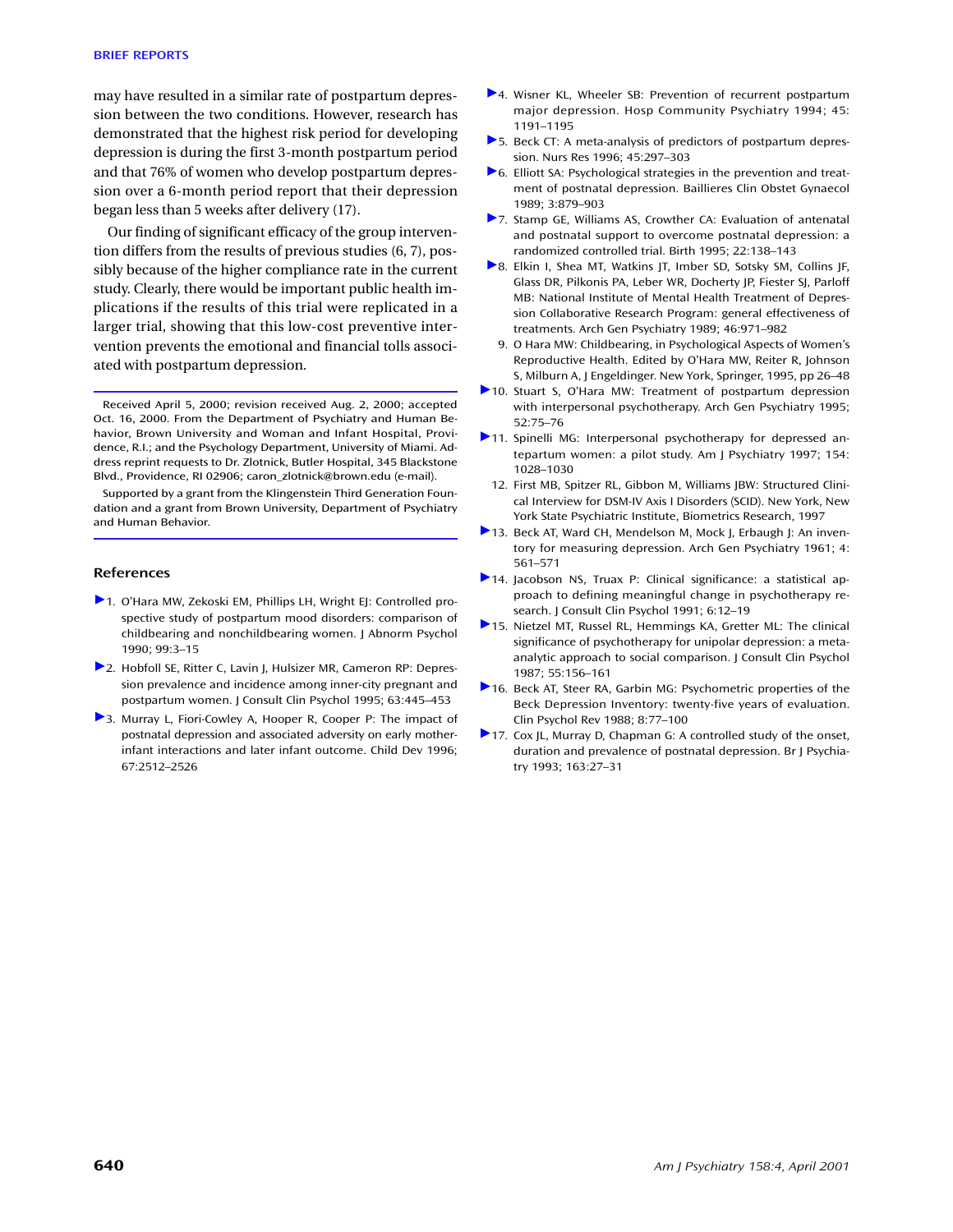may have resulted in a similar rate of postpartum depression between the two conditions. However, research has demonstrated that the highest risk period for developing depression is during the first 3-month postpartum period and that 76% of women who develop postpartum depression over a 6-month period report that their depression began less than 5 weeks after delivery (17).

Our finding of significant efficacy of the group intervention differs from the results of previous studies (6, 7), possibly because of the higher compliance rate in the current study. Clearly, there would be important public health implications if the results of this trial were replicated in a larger trial, showing that this low-cost preventive intervention prevents the emotional and financial tolls associated with postpartum depression.

---

Received April 5, 2000; revision received Aug. 2, 2000; accepted Oct. 16, 2000. From the Department of Psychiatry and Human Behavior, Brown University and Woman and Infant Hospital, Providence, R.I.; and the Psychology Department, University of Miami. Address reprint requests to Dr. Zlotnick, Butler Hospital, 345 Blackstone Blvd., Providence, RI 02906; caron_zlotnick@brown.edu (e-mail).

Supported by a grant from the Klingenstein Third Generation Foundation and a grant from Brown University, Department of Psychiatry and Human Behavior.

---

## References

1. O'Hara MW, Zekoski EM, Phillips LH, Wright EJ: Controlled prospective study of postpartum mood disorders: comparison of childbearing and nonchildbearing women. J Abnorm Psychol 1990; 99:3–15
2. Hobfoll SE, Ritter C, Lavin J, Hulsizer MR, Cameron RP: Depression prevalence and incidence among inner-city pregnant and postpartum women. J Consult Clin Psychol 1995; 63:445–453
3. Murray L, Fiori-Cowley A, Hooper R, Cooper P: The impact of postnatal depression and associated adversity on early mother-infant interactions and later infant outcome. Child Dev 1996; 67:2512–2526
4. Wisner KL, Wheeler SB: Prevention of recurrent postpartum major depression. Hosp Community Psychiatry 1994; 45:1191–1195
5. Beck CT: A meta-analysis of predictors of postpartum depression. Nurs Res 1996; 45:297–303
6. Elliott SA: Psychological strategies in the prevention and treatment of postnatal depression. Baillieres Clin Obstet Gynaecol 1989; 3:879–903
7. Stamp GE, Williams AS, Crowther CA: Evaluation of antenatal and postnatal support to overcome postnatal depression: a randomized controlled trial. Birth 1995; 22:138–143
8. Elkin I, Shea MT, Watkins JT, Imber SD, Sotsky SM, Collins JF, Glass DR, Pilkonis PA, Leber WR, Docherty JP, Fiester SJ, Parloff MB: National Institute of Mental Health Treatment of Depression Collaborative Research Program: general effectiveness of treatments. Arch Gen Psychiatry 1989; 46:971–982
9. O Hara MW: Childbearing, in Psychological Aspects of Women's Reproductive Health. Edited by O'Hara MW, Reiter R, Johnson S, Milburn A, J Engeldinger. New York, Springer, 1995, pp 26–48
10. Stuart S, O'Hara MW: Treatment of postpartum depression with interpersonal psychotherapy. Arch Gen Psychiatry 1995; 52:75–76
11. Spinelli MG: Interpersonal psychotherapy for depressed antepartum women: a pilot study. Am J Psychiatry 1997; 154:1028–1030
12. First MB, Spitzer RL, Gibbon M, Williams JBW: Structured Clinical Interview for DSM-IV Axis I Disorders (SCID). New York, New York State Psychiatric Institute, Biometrics Research, 1997
13. Beck AT, Ward CH, Mendelson M, Mock J, Erbaugh J: An inventory for measuring depression. Arch Gen Psychiatry 1961; 4:561–571
14. Jacobson NS, Truax P: Clinical significance: a statistical approach to defining meaningful change in psychotherapy research. J Consult Clin Psychol 1991; 6:12–19
15. Nietzel MT, Russel RL, Hemmings KA, Gretter ML: The clinical significance of psychotherapy for unipolar depression: a meta-analytic approach to social comparison. J Consult Clin Psychol 1987; 55:156–161
16. Beck AT, Steer RA, Garbin MG: Psychometric properties of the Beck Depression Inventory: twenty-five years of evaluation. Clin Psychol Rev 1988; 8:77–100
17. Cox JL, Murray D, Chapman G: A controlled study of the onset, duration and prevalence of postnatal depression. Br J Psychiatry 1993; 163:27–31